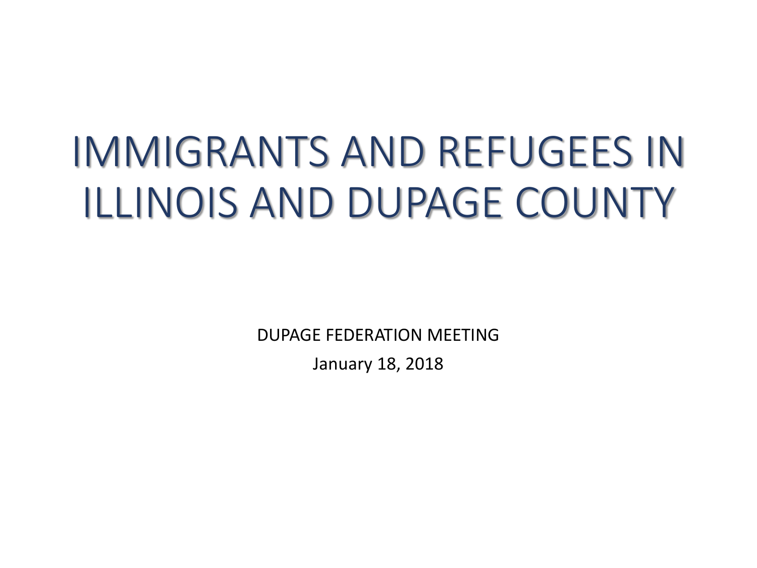# IMMIGRANTS AND REFUGEES IN ILLINOIS AND DUPAGE COUNTY

DUPAGE FEDERATION MEETING

January 18, 2018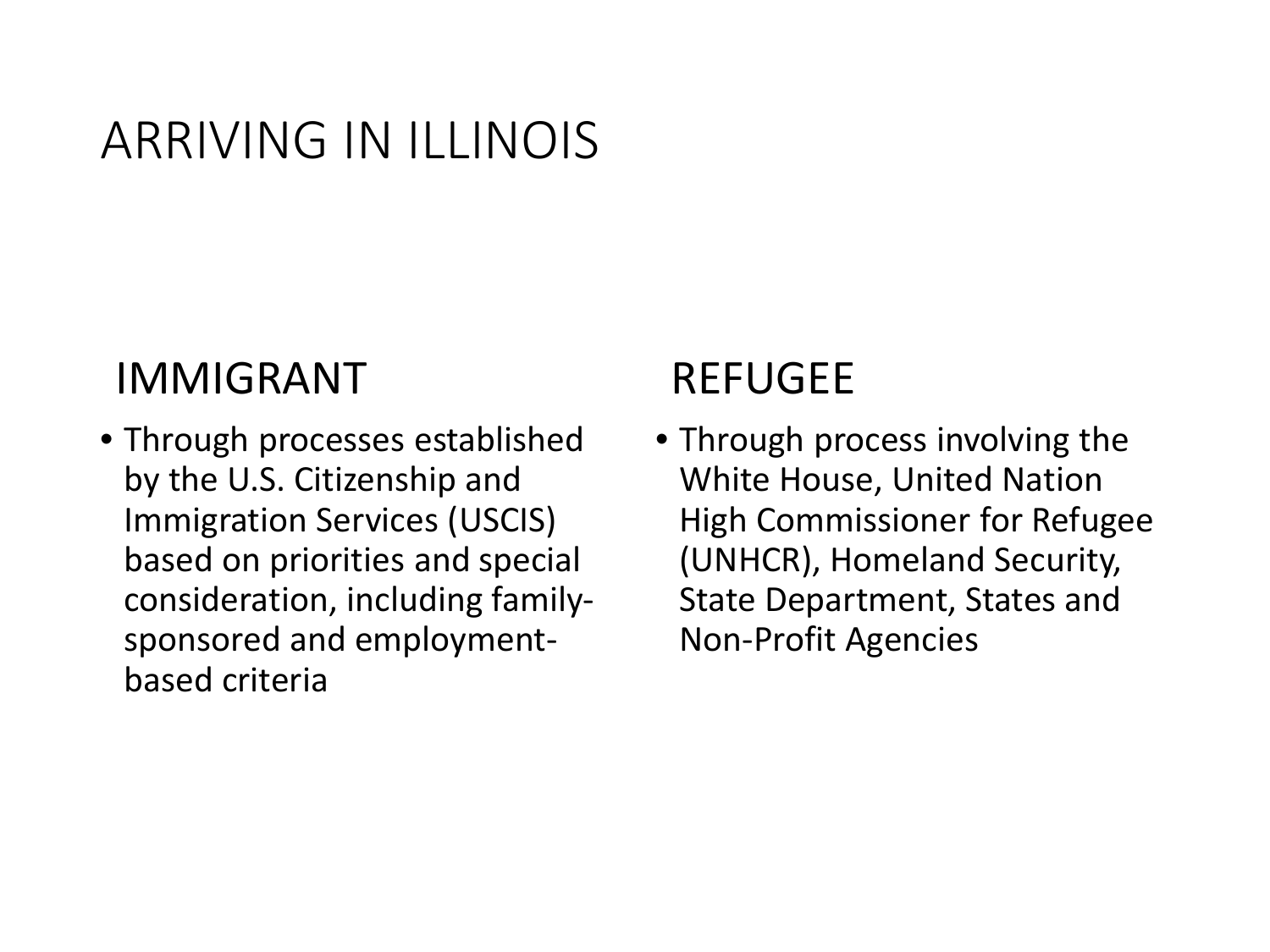# ARRIVING IN ILLINOIS

## IMMIGRANT

- Through processes established by the U.S. Citizenship and Immigration Services (USCIS) based on priorities and special consideration, including family-sponsored and employment-based criteria

## REFUGEE

- Through process involving the White House, United Nation High Commissioner for Refugee (UNHCR), Homeland Security, State Department, States and Non-Profit Agencies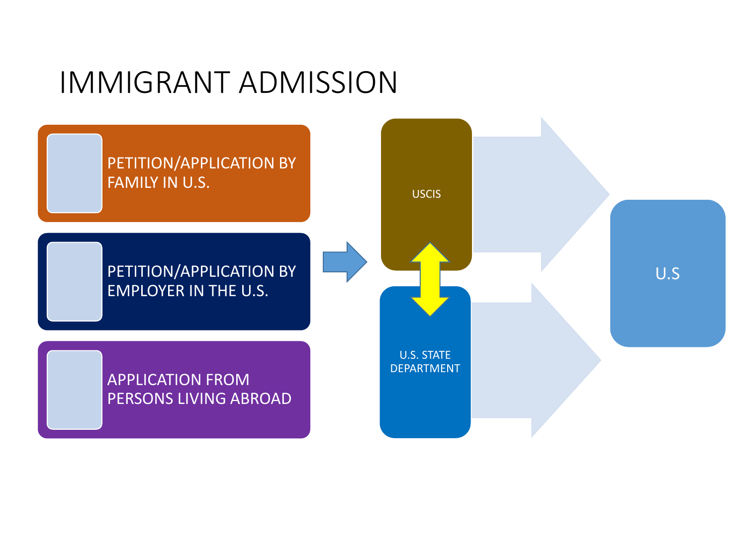# IMMIGRANT ADMISSION

- PETITION/APPLICATION BY FAMILY IN U.S.
- PETITION/APPLICATION BY EMPLOYER IN THE U.S.
- APPLICATION FROM PERSONS LIVING ABROAD

USCIS

U.S. STATE DEPARTMENT

U.S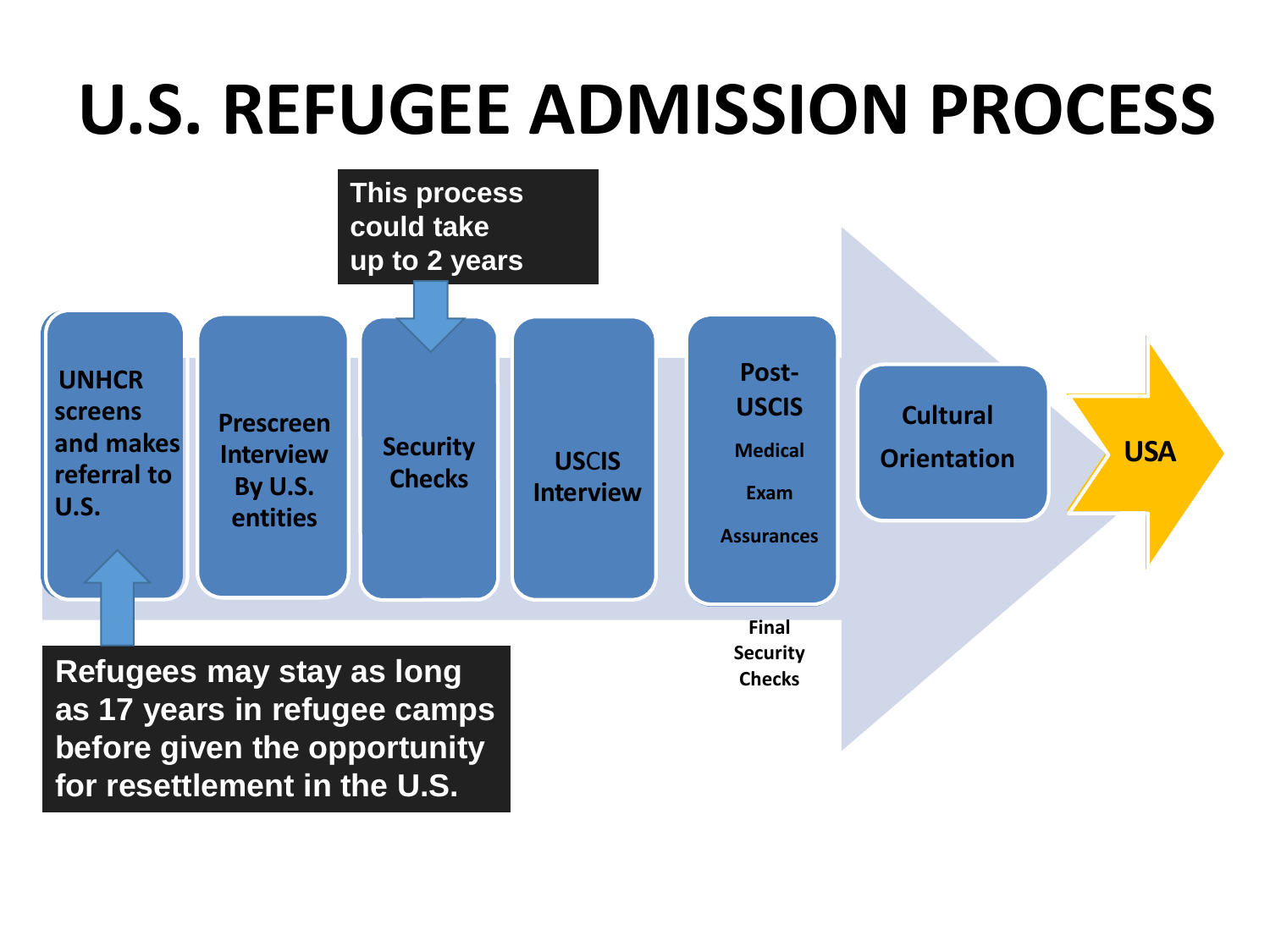# U.S. REFUGEE ADMISSION PROCESS

This process could take up to 2 years

1. UNHCR screens and makes referral to U.S.
2. Prescreen Interview By U.S. entities
3. Security Checks
4. USCIS Interview
5. Post-USCIS
   - Medical Exam
   - Assurances
   - Final Security Checks
6. Cultural Orientation
7. USA

Refugees may stay as long as 17 years in refugee camps before given the opportunity for resettlement in the U.S.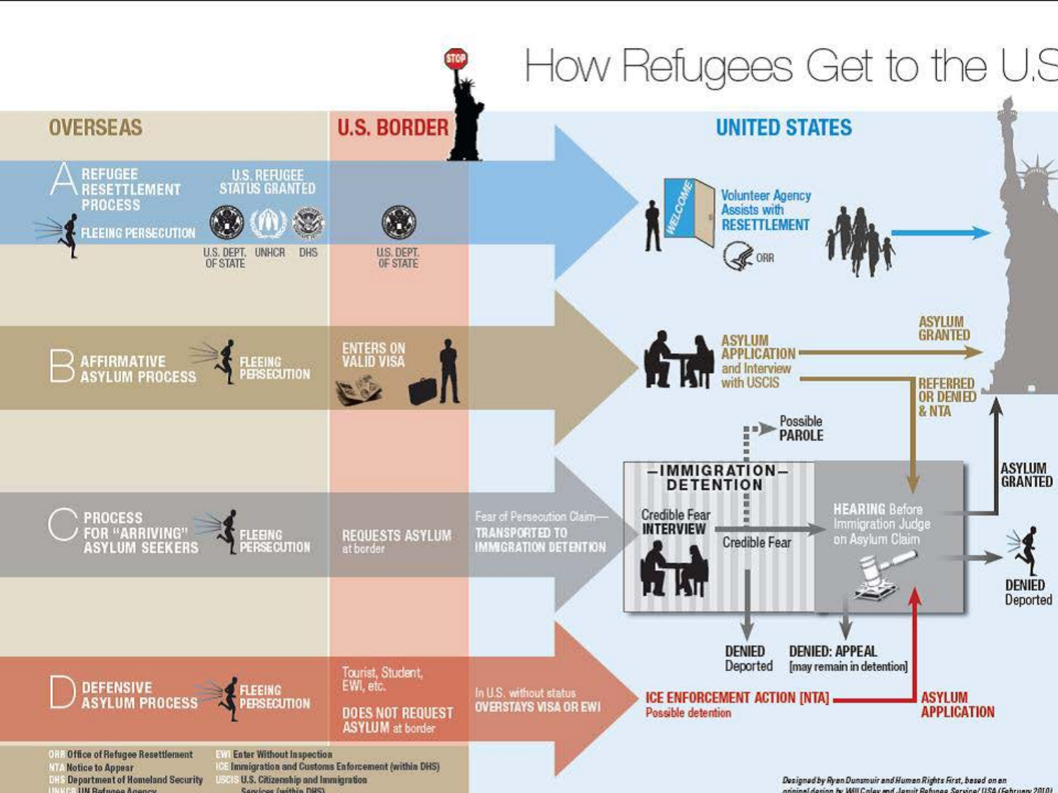# How Refugees Get to the U.S

## OVERSEAS | U.S. BORDER | UNITED STATES

### A — REFUGEE RESETTLEMENT PROCESS

FLEEING PERSECUTION

U.S. REFUGEE STATUS GRANTED — U.S. DEPT. OF STATE, UNHCR, DHS

U.S. DEPT. OF STATE

WELCOME — Volunteer Agency Assists with RESETTLEMENT — ORR

### B — AFFIRMATIVE ASYLUM PROCESS

FLEEING PERSECUTION

ENTERS ON VALID VISA

ASYLUM APPLICATION and Interview with USCIS → ASYLUM GRANTED

REFERRED OR DENIED & NTA

### C — PROCESS FOR "ARRIVING" ASYLUM SEEKERS

FLEEING PERSECUTION

REQUESTS ASYLUM at border

Fear of Persecution Claim— TRANSPORTED TO IMMIGRATION DETENTION

—IMMIGRATION— DETENTION

Possible PAROLE

Credible Fear INTERVIEW → Credible Fear

DENIED Deported

DENIED: APPEAL [may remain in detention]

HEARING Before Immigration Judge on Asylum Claim → ASYLUM GRANTED / DENIED Deported

### D — DEFENSIVE ASYLUM PROCESS

FLEEING PERSECUTION

Tourist, Student, EWI, etc.

DOES NOT REQUEST ASYLUM at border

In U.S. without status OVERSTAYS VISA OR EWI

ICE ENFORCEMENT ACTION [NTA] Possible detention → ASYLUM APPLICATION

---

ORR Office of Refugee Resettlement
NTA Notice to Appear
DHS Department of Homeland Security
UNHCR UN Refugee Agency
EWI Enter Without Inspection
ICE Immigration and Customs Enforcement (within DHS)
USCIS U.S. Citizenship and Immigration Services (within DHS)

*Designed by Ryan Dunsmuir and Human Rights First, based on an original design by Will Coley and Jesuit Refugee Service/USA (February 2010)*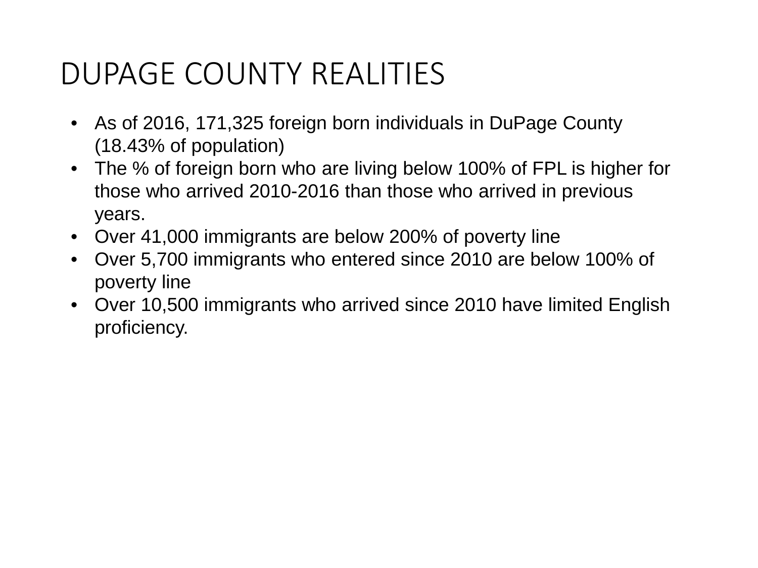# DUPAGE COUNTY REALITIES

- As of 2016, 171,325 foreign born individuals in DuPage County (18.43% of population)
- The % of foreign born who are living below 100% of FPL is higher for those who arrived 2010-2016 than those who arrived in previous years.
- Over 41,000 immigrants are below 200% of poverty line
- Over 5,700 immigrants who entered since 2010 are below 100% of poverty line
- Over 10,500 immigrants who arrived since 2010 have limited English proficiency.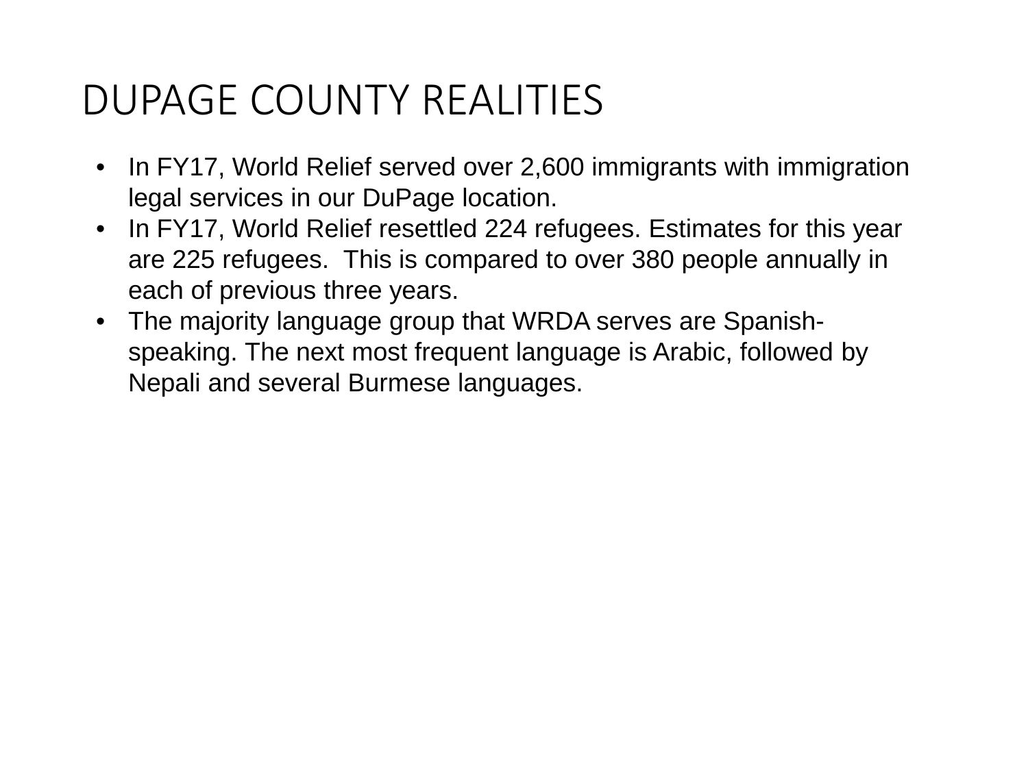# DUPAGE COUNTY REALITIES

- In FY17, World Relief served over 2,600 immigrants with immigration legal services in our DuPage location.
- In FY17, World Relief resettled 224 refugees. Estimates for this year are 225 refugees. This is compared to over 380 people annually in each of previous three years.
- The majority language group that WRDA serves are Spanish-speaking. The next most frequent language is Arabic, followed by Nepali and several Burmese languages.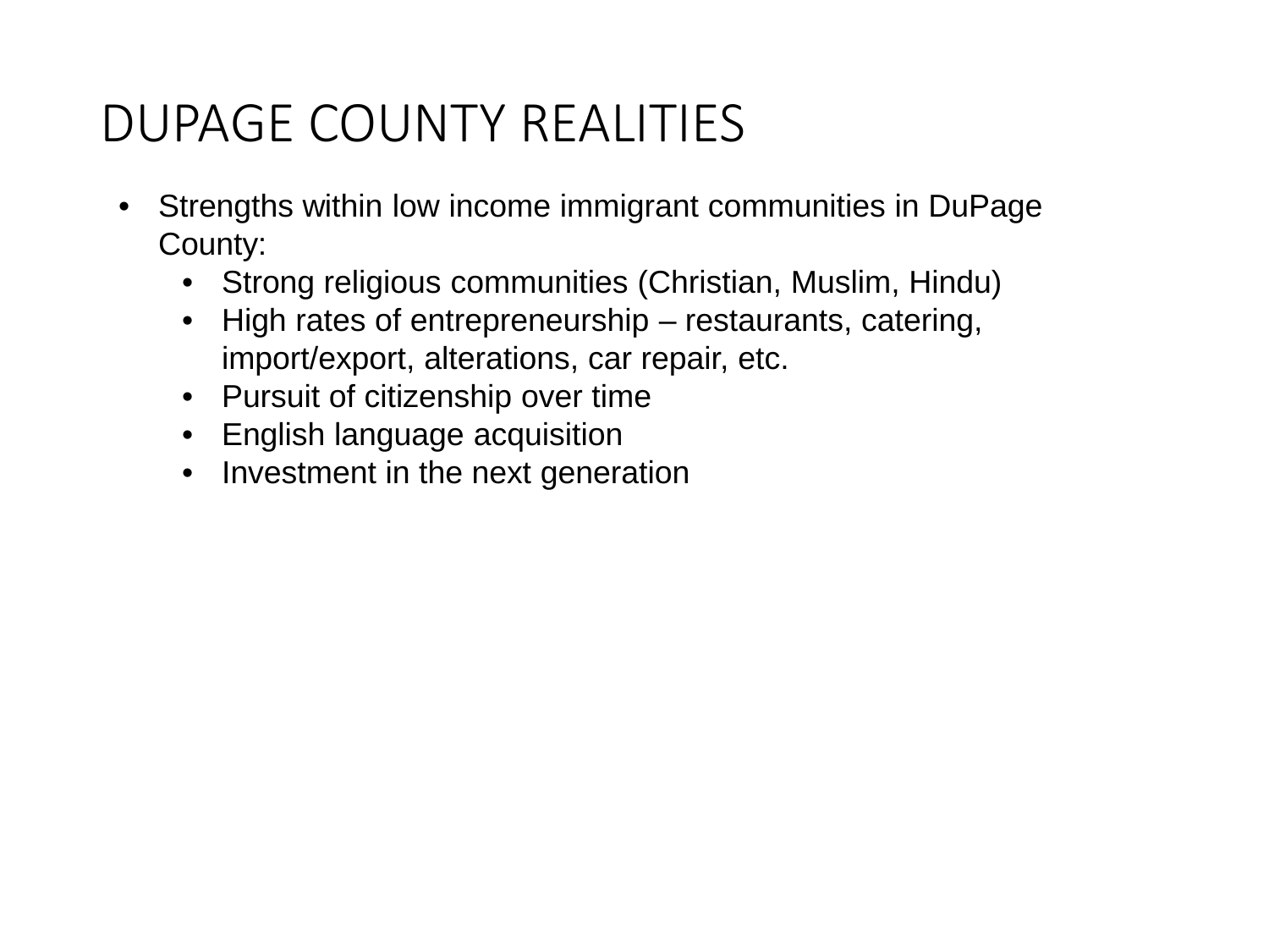# DUPAGE COUNTY REALITIES

- Strengths within low income immigrant communities in DuPage County:
  - Strong religious communities (Christian, Muslim, Hindu)
  - High rates of entrepreneurship – restaurants, catering, import/export, alterations, car repair, etc.
  - Pursuit of citizenship over time
  - English language acquisition
  - Investment in the next generation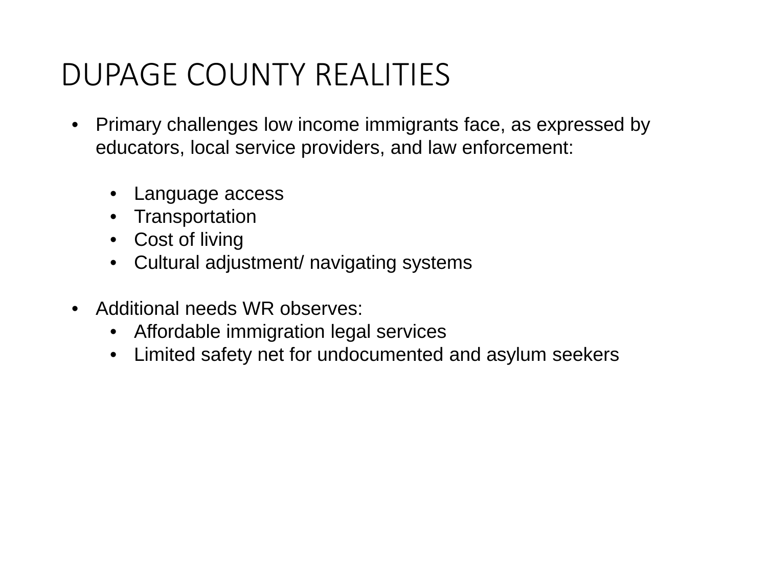# DUPAGE COUNTY REALITIES

- Primary challenges low income immigrants face, as expressed by educators, local service providers, and law enforcement:

  - Language access
  - Transportation
  - Cost of living
  - Cultural adjustment/ navigating systems

- Additional needs WR observes:
  - Affordable immigration legal services
  - Limited safety net for undocumented and asylum seekers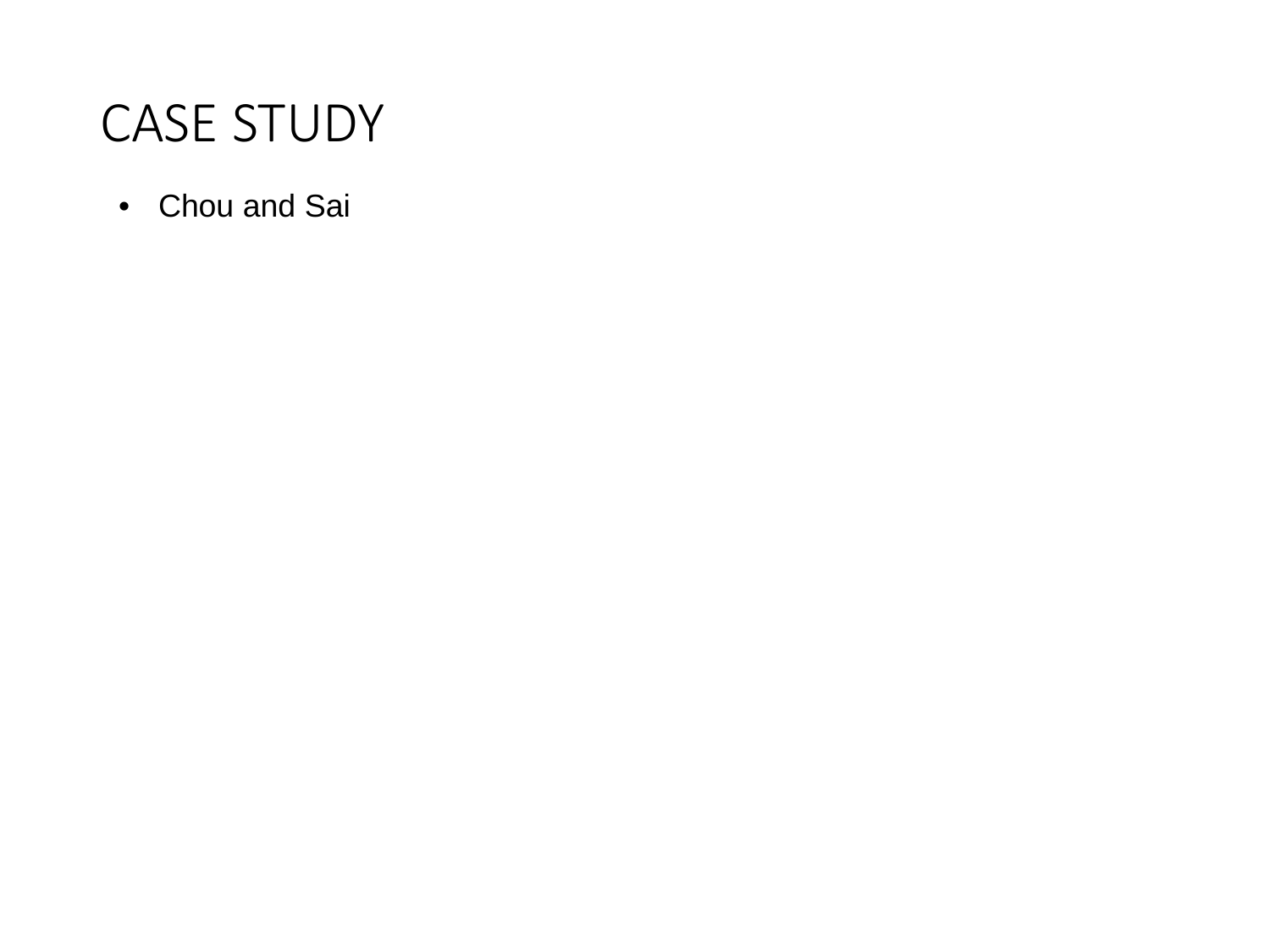# CASE STUDY

- Chou and Sai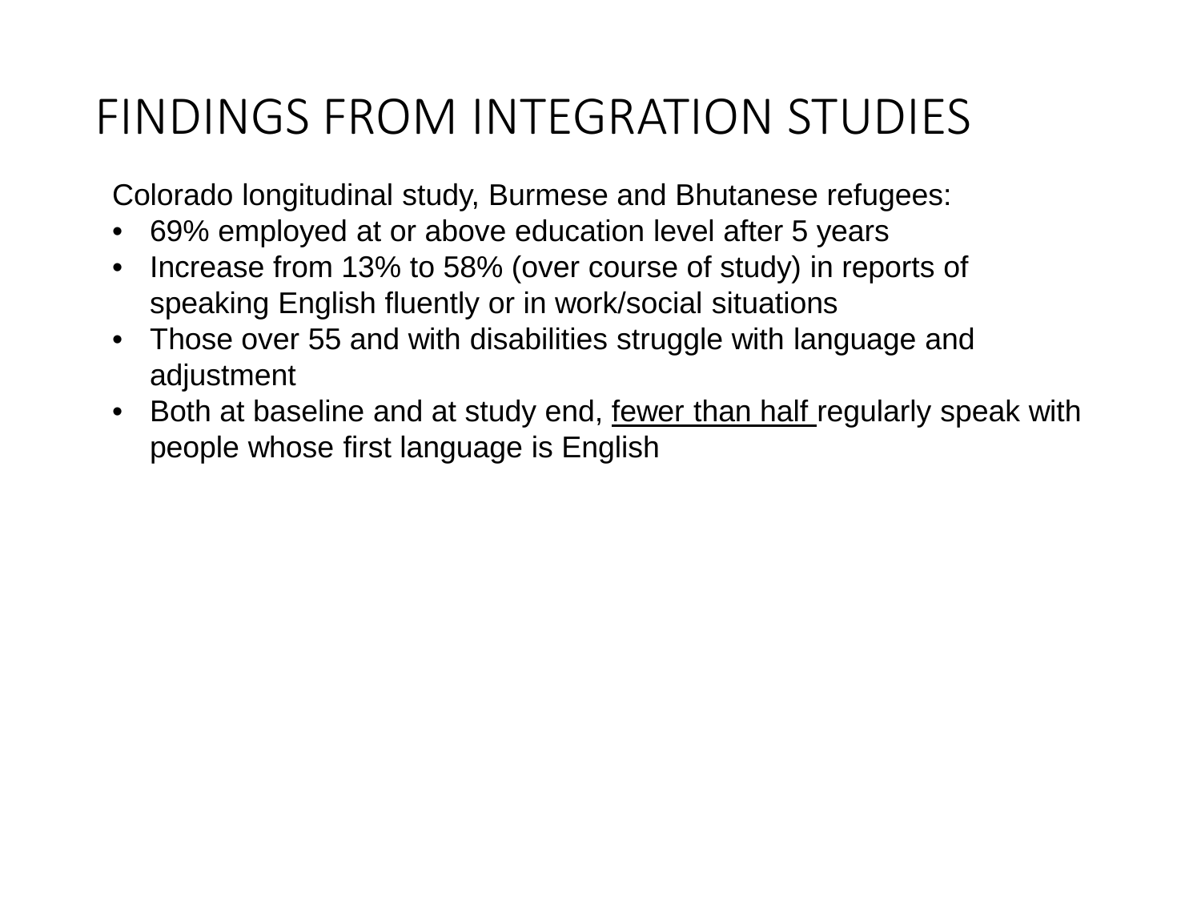# FINDINGS FROM INTEGRATION STUDIES

Colorado longitudinal study, Burmese and Bhutanese refugees:

- 69% employed at or above education level after 5 years
- Increase from 13% to 58% (over course of study) in reports of speaking English fluently or in work/social situations
- Those over 55 and with disabilities struggle with language and adjustment
- Both at baseline and at study end, <u>fewer than half</u> regularly speak with people whose first language is English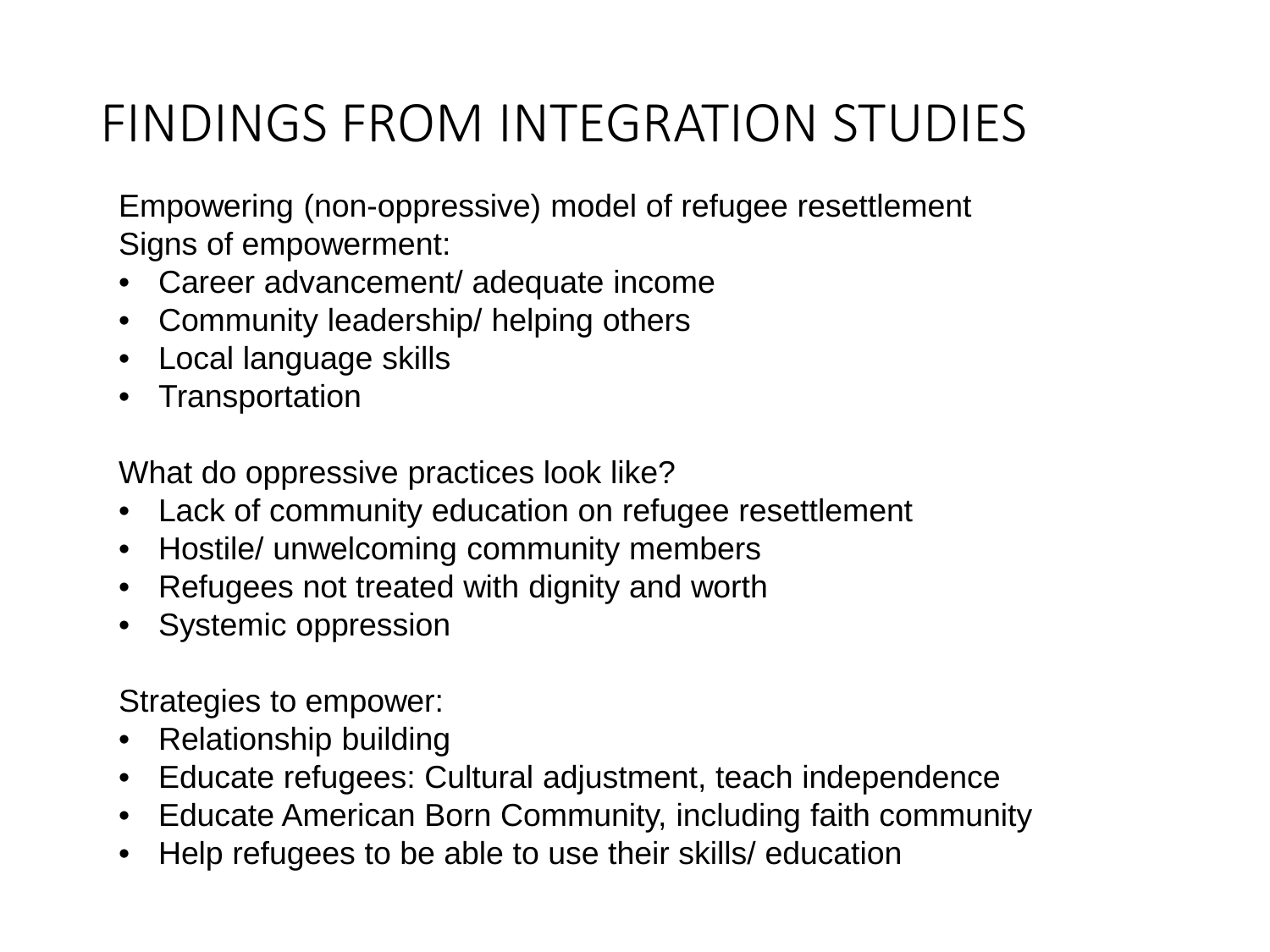# FINDINGS FROM INTEGRATION STUDIES

Empowering (non-oppressive) model of refugee resettlement

Signs of empowerment:

- Career advancement/ adequate income
- Community leadership/ helping others
- Local language skills
- Transportation

What do oppressive practices look like?

- Lack of community education on refugee resettlement
- Hostile/ unwelcoming community members
- Refugees not treated with dignity and worth
- Systemic oppression

Strategies to empower:

- Relationship building
- Educate refugees: Cultural adjustment, teach independence
- Educate American Born Community, including faith community
- Help refugees to be able to use their skills/ education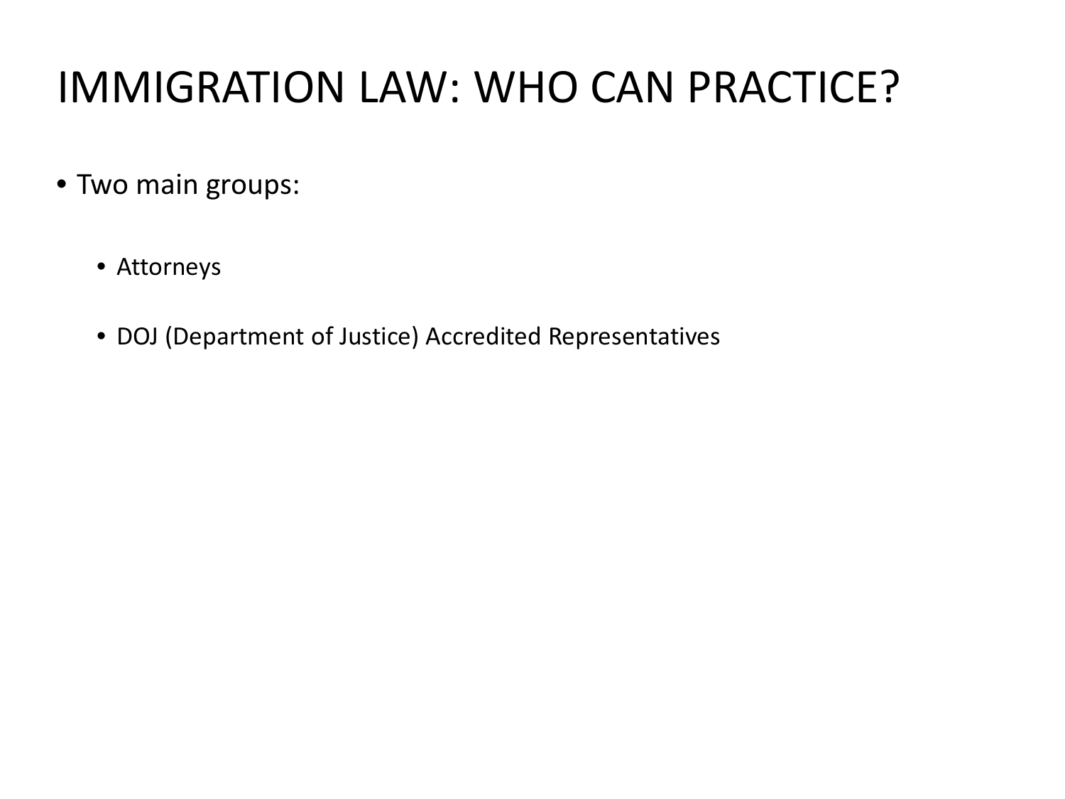# IMMIGRATION LAW: WHO CAN PRACTICE?

- Two main groups:
  - Attorneys
  - DOJ (Department of Justice) Accredited Representatives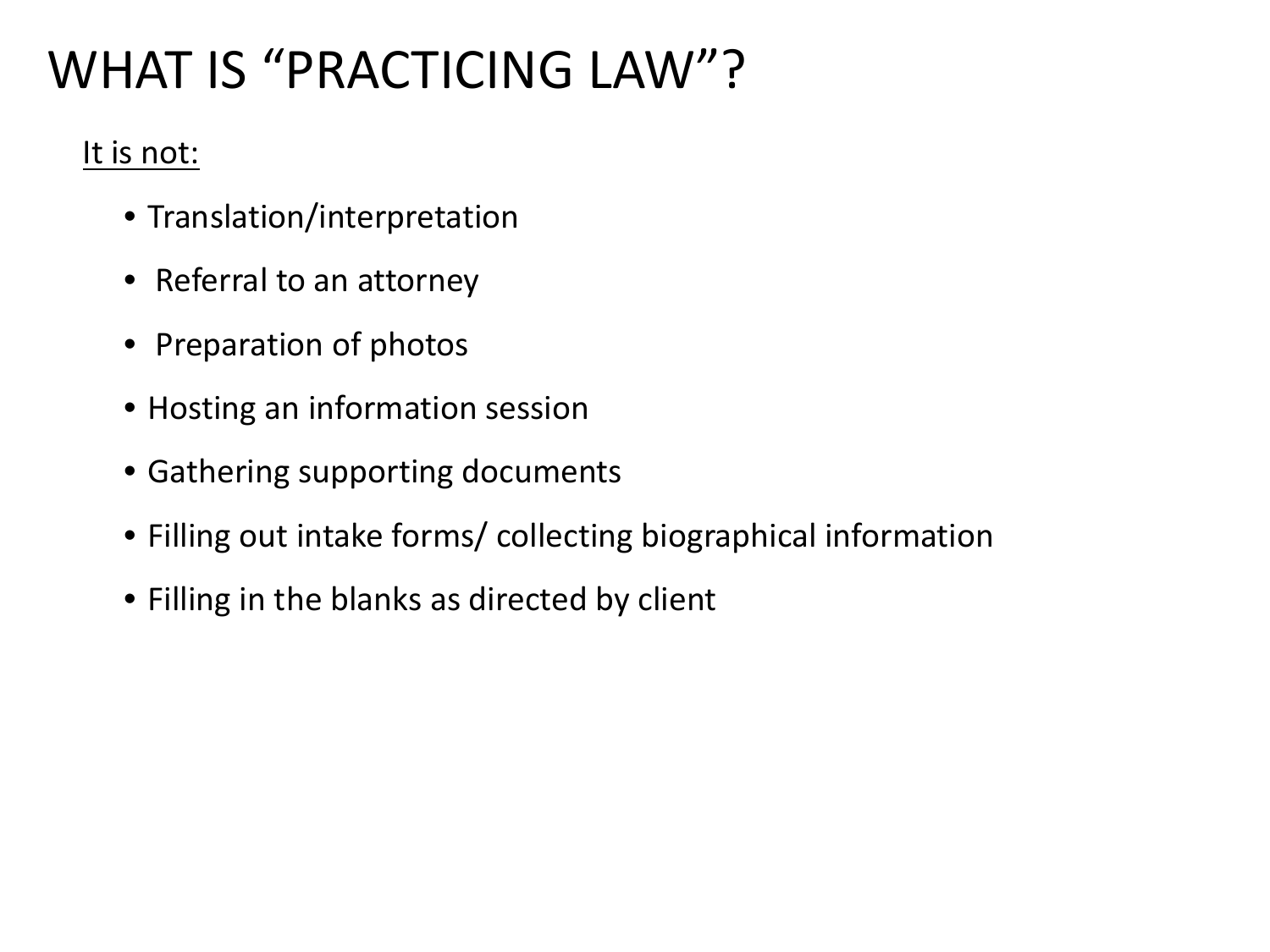# WHAT IS "PRACTICING LAW"?

<u>It is not:</u>

- Translation/interpretation
- Referral to an attorney
- Preparation of photos
- Hosting an information session
- Gathering supporting documents
- Filling out intake forms/ collecting biographical information
- Filling in the blanks as directed by client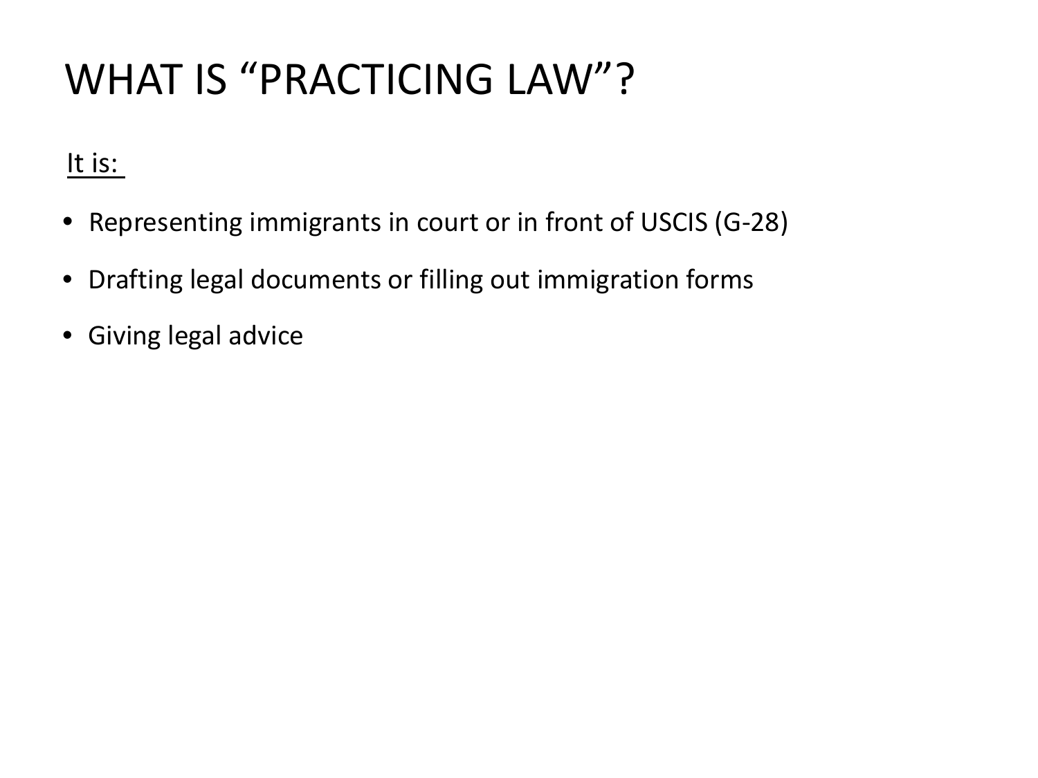# WHAT IS "PRACTICING LAW"?

<u>It is:</u>

- Representing immigrants in court or in front of USCIS (G-28)
- Drafting legal documents or filling out immigration forms
- Giving legal advice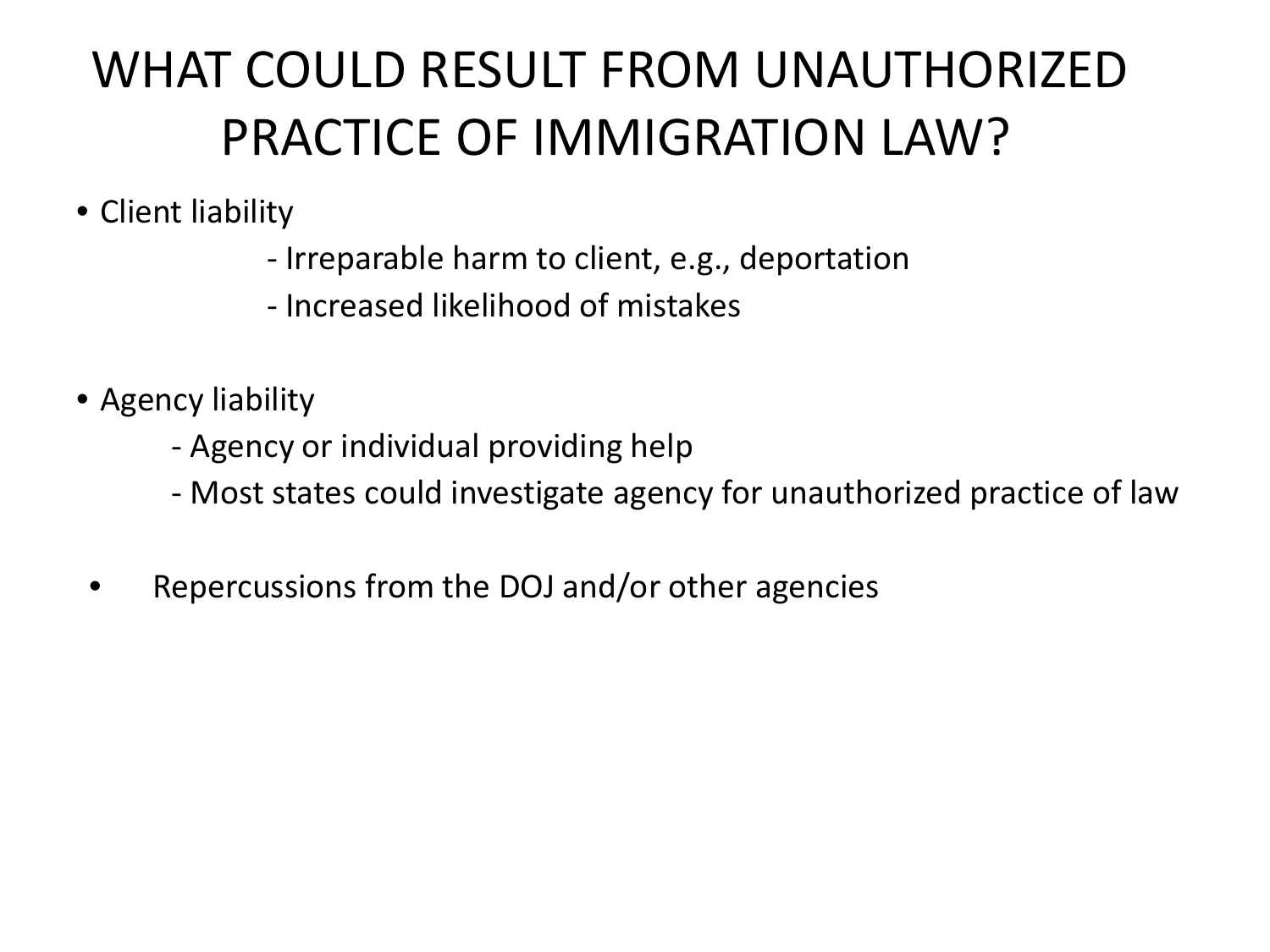# WHAT COULD RESULT FROM UNAUTHORIZED PRACTICE OF IMMIGRATION LAW?

- Client liability
  - Irreparable harm to client, e.g., deportation
  - Increased likelihood of mistakes

- Agency liability
  - Agency or individual providing help
  - Most states could investigate agency for unauthorized practice of law

- Repercussions from the DOJ and/or other agencies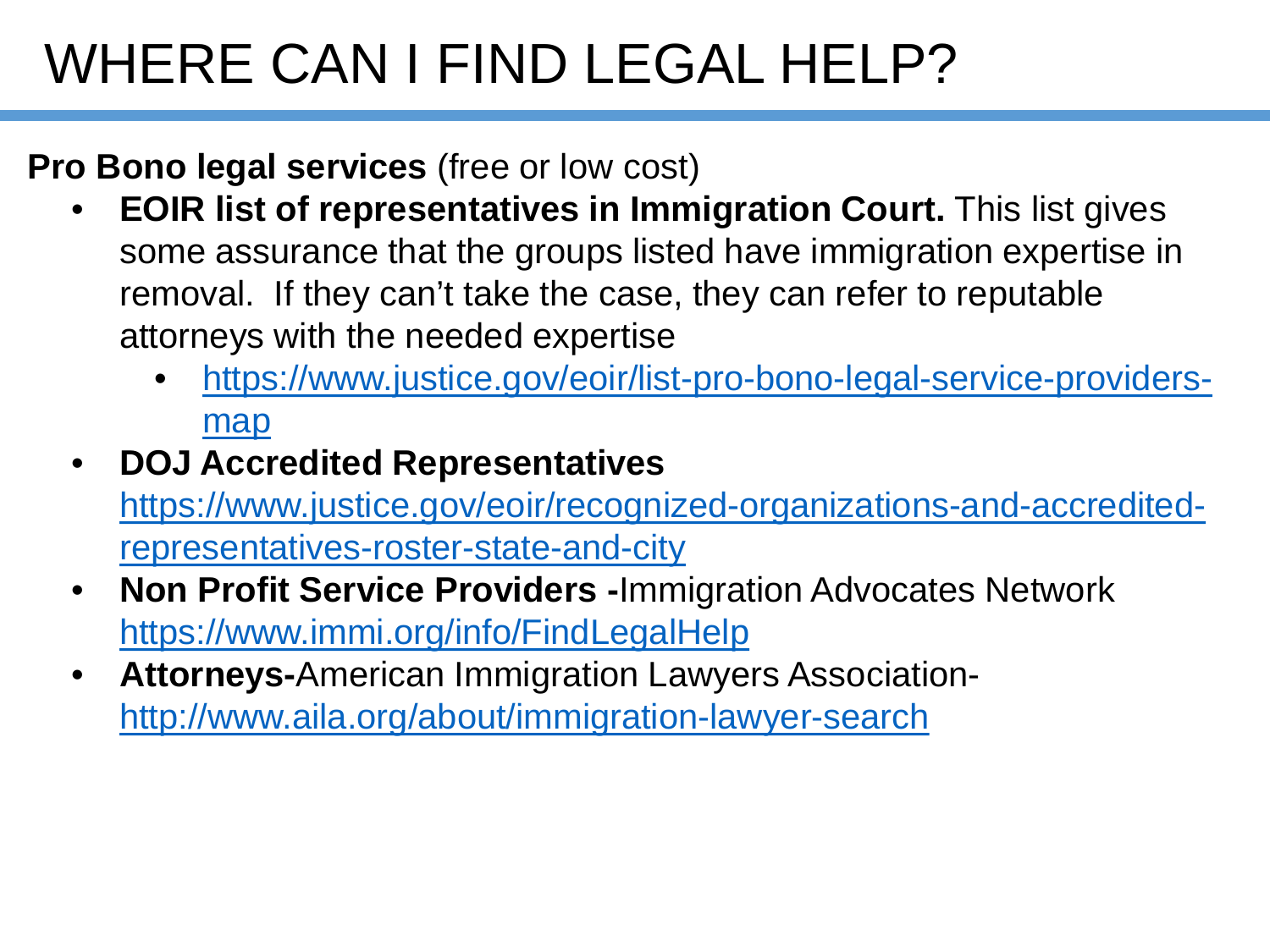# WHERE CAN I FIND LEGAL HELP?

**Pro Bono legal services** (free or low cost)

- **EOIR list of representatives in Immigration Court.** This list gives some assurance that the groups listed have immigration expertise in removal. If they can't take the case, they can refer to reputable attorneys with the needed expertise
  - https://www.justice.gov/eoir/list-pro-bono-legal-service-providers-map
- **DOJ Accredited Representatives** https://www.justice.gov/eoir/recognized-organizations-and-accredited-representatives-roster-state-and-city
- **Non Profit Service Providers -**Immigration Advocates Network https://www.immi.org/info/FindLegalHelp
- **Attorneys-**American Immigration Lawyers Association- http://www.aila.org/about/immigration-lawyer-search